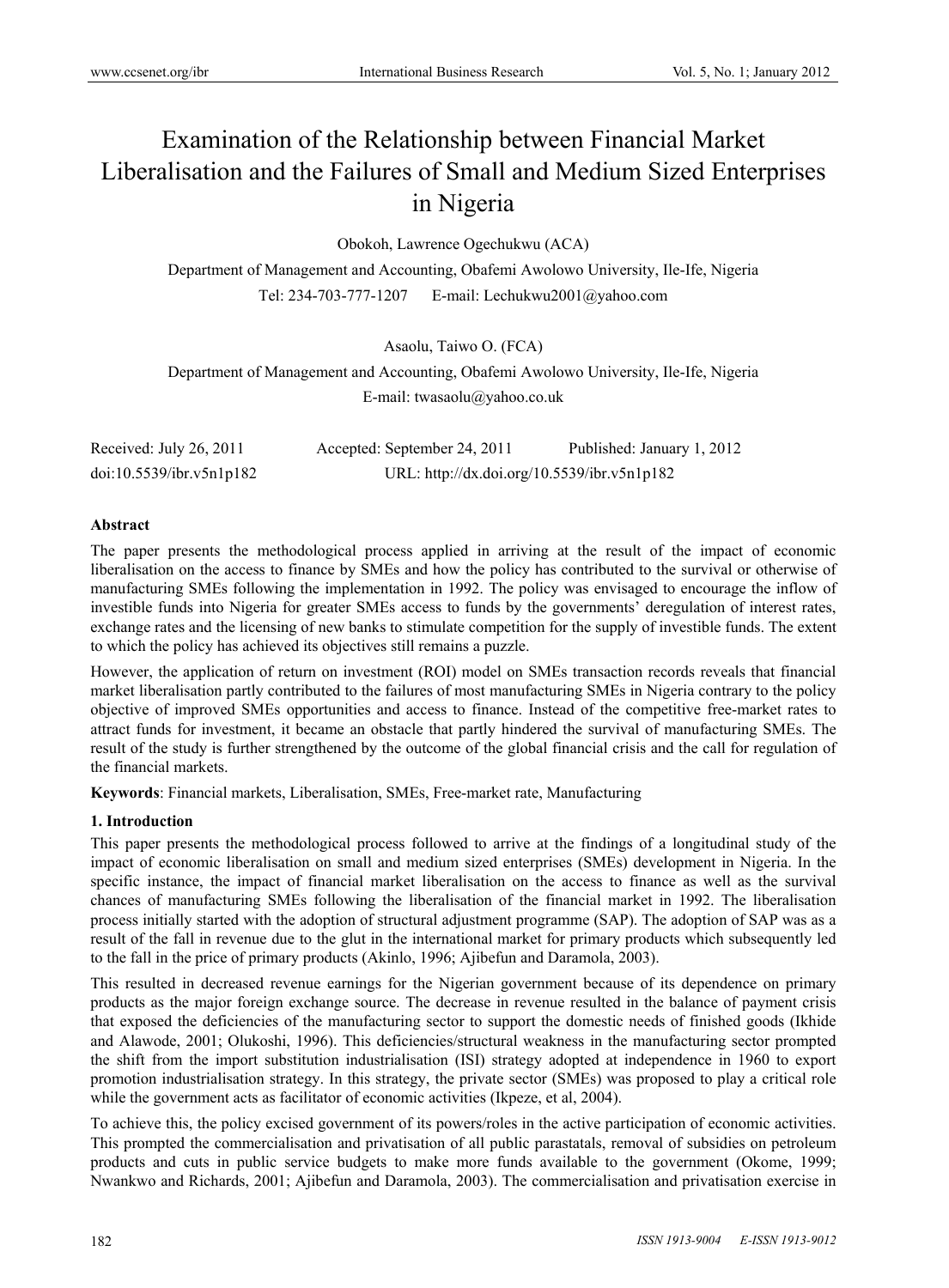# Examination of the Relationship between Financial Market Liberalisation and the Failures of Small and Medium Sized Enterprises in Nigeria

Obokoh, Lawrence Ogechukwu (ACA)

Department of Management and Accounting, Obafemi Awolowo University, Ile-Ife, Nigeria

Tel: 234-703-777-1207 E-mail: Lechukwu2001@yahoo.com

Asaolu, Taiwo O. (FCA)

Department of Management and Accounting, Obafemi Awolowo University, Ile-Ife, Nigeria

E-mail: twasaolu@yahoo.co.uk

Received: July 26, 2011 Accepted: September 24, 2011 Published: January 1, 2012

doi:10.5539/ibr.v5n1p182 URL: http://dx.doi.org/10.5539/ibr.v5n1p182

**Abstract**

The paper presents the methodological process applied in arriving at the result of the impact of economic liberalisation on the access to finance by SMEs and how the policy has contributed to the survival or otherwise of manufacturing SMEs following the implementation in 1992. The policy was envisaged to encourage the inflow of investible funds into Nigeria for greater SMEs access to funds by the governments' deregulation of interest rates, exchange rates and the licensing of new banks to stimulate competition for the supply of investible funds. The extent to which the policy has achieved its objectives still remains a puzzle.

However, the application of return on investment (ROI) model on SMEs transaction records reveals that financial market liberalisation partly contributed to the failures of most manufacturing SMEs in Nigeria contrary to the policy objective of improved SMEs opportunities and access to finance. Instead of the competitive free-market rates to attract funds for investment, it became an obstacle that partly hindered the survival of manufacturing SMEs. The result of the study is further strengthened by the outcome of the global financial crisis and the call for regulation of the financial markets.

**Keywords**: Financial markets, Liberalisation, SMEs, Free-market rate, Manufacturing

## 1. Introduction

This paper presents the methodological process followed to arrive at the findings of a longitudinal study of the impact of economic liberalisation on small and medium sized enterprises (SMEs) development in Nigeria. In the specific instance, the impact of financial market liberalisation on the access to finance as well as the survival chances of manufacturing SMEs following the liberalisation of the financial market in 1992. The liberalisation process initially started with the adoption of structural adjustment programme (SAP). The adoption of SAP was as a result of the fall in revenue due to the glut in the international market for primary products which subsequently led to the fall in the price of primary products (Akinlo, 1996; Ajibefun and Daramola, 2003).

This resulted in decreased revenue earnings for the Nigerian government because of its dependence on primary products as the major foreign exchange source. The decrease in revenue resulted in the balance of payment crisis that exposed the deficiencies of the manufacturing sector to support the domestic needs of finished goods (Ikhide and Alawode, 2001; Olukoshi, 1996). This deficiencies/structural weakness in the manufacturing sector prompted the shift from the import substitution industrialisation (ISI) strategy adopted at independence in 1960 to export promotion industrialisation strategy. In this strategy, the private sector (SMEs) was proposed to play a critical role while the government acts as facilitator of economic activities (Ikpeze, et al, 2004).

To achieve this, the policy excised government of its powers/roles in the active participation of economic activities. This prompted the commercialisation and privatisation of all public parastatals, removal of subsidies on petroleum products and cuts in public service budgets to make more funds available to the government (Okome, 1999; Nwankwo and Richards, 2001; Ajibefun and Daramola, 2003). The commercialisation and privatisation exercise in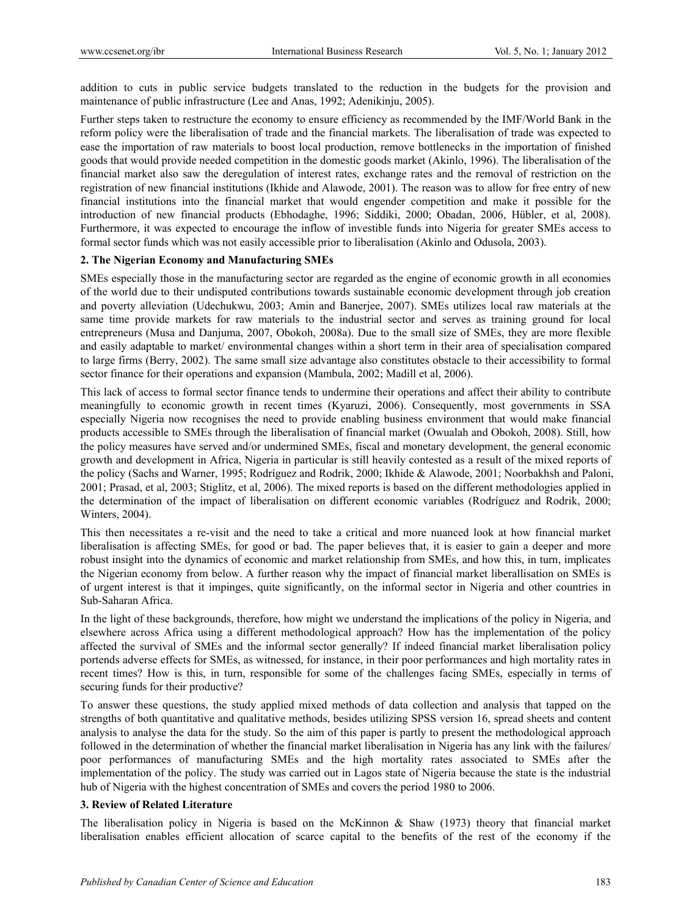addition to cuts in public service budgets translated to the reduction in the budgets for the provision and maintenance of public infrastructure (Lee and Anas, 1992; Adenikinju, 2005).

Further steps taken to restructure the economy to ensure efficiency as recommended by the IMF/World Bank in the reform policy were the liberalisation of trade and the financial markets. The liberalisation of trade was expected to ease the importation of raw materials to boost local production, remove bottlenecks in the importation of finished goods that would provide needed competition in the domestic goods market (Akinlo, 1996). The liberalisation of the financial market also saw the deregulation of interest rates, exchange rates and the removal of restriction on the registration of new financial institutions (Ikhide and Alawode, 2001). The reason was to allow for free entry of new financial institutions into the financial market that would engender competition and make it possible for the introduction of new financial products (Ebhodaghe, 1996; Siddiki, 2000; Obadan, 2006, Hübler, et al, 2008). Furthermore, it was expected to encourage the inflow of investible funds into Nigeria for greater SMEs access to formal sector funds which was not easily accessible prior to liberalisation (Akinlo and Odusola, 2003).

## 2. The Nigerian Economy and Manufacturing SMEs

SMEs especially those in the manufacturing sector are regarded as the engine of economic growth in all economies of the world due to their undisputed contributions towards sustainable economic development through job creation and poverty alleviation (Udechukwu, 2003; Amin and Banerjee, 2007). SMEs utilizes local raw materials at the same time provide markets for raw materials to the industrial sector and serves as training ground for local entrepreneurs (Musa and Danjuma, 2007, Obokoh, 2008a). Due to the small size of SMEs, they are more flexible and easily adaptable to market/ environmental changes within a short term in their area of specialisation compared to large firms (Berry, 2002). The same small size advantage also constitutes obstacle to their accessibility to formal sector finance for their operations and expansion (Mambula, 2002; Madill et al, 2006).

This lack of access to formal sector finance tends to undermine their operations and affect their ability to contribute meaningfully to economic growth in recent times (Kyaruzi, 2006). Consequently, most governments in SSA especially Nigeria now recognises the need to provide enabling business environment that would make financial products accessible to SMEs through the liberalisation of financial market (Owualah and Obokoh, 2008). Still, how the policy measures have served and/or undermined SMEs, fiscal and monetary development, the general economic growth and development in Africa, Nigeria in particular is still heavily contested as a result of the mixed reports of the policy (Sachs and Warner, 1995; Rodríguez and Rodrik, 2000; Ikhide & Alawode, 2001; Noorbakhsh and Paloni, 2001; Prasad, et al, 2003; Stiglitz, et al, 2006). The mixed reports is based on the different methodologies applied in the determination of the impact of liberalisation on different economic variables (Rodríguez and Rodrik, 2000; Winters, 2004).

This then necessitates a re-visit and the need to take a critical and more nuanced look at how financial market liberalisation is affecting SMEs, for good or bad. The paper believes that, it is easier to gain a deeper and more robust insight into the dynamics of economic and market relationship from SMEs, and how this, in turn, implicates the Nigerian economy from below. A further reason why the impact of financial market liberallisation on SMEs is of urgent interest is that it impinges, quite significantly, on the informal sector in Nigeria and other countries in Sub-Saharan Africa.

In the light of these backgrounds, therefore, how might we understand the implications of the policy in Nigeria, and elsewhere across Africa using a different methodological approach? How has the implementation of the policy affected the survival of SMEs and the informal sector generally? If indeed financial market liberalisation policy portends adverse effects for SMEs, as witnessed, for instance, in their poor performances and high mortality rates in recent times? How is this, in turn, responsible for some of the challenges facing SMEs, especially in terms of securing funds for their productive?

To answer these questions, the study applied mixed methods of data collection and analysis that tapped on the strengths of both quantitative and qualitative methods, besides utilizing SPSS version 16, spread sheets and content analysis to analyse the data for the study. So the aim of this paper is partly to present the methodological approach followed in the determination of whether the financial market liberalisation in Nigeria has any link with the failures/ poor performances of manufacturing SMEs and the high mortality rates associated to SMEs after the implementation of the policy. The study was carried out in Lagos state of Nigeria because the state is the industrial hub of Nigeria with the highest concentration of SMEs and covers the period 1980 to 2006.

## 3. Review of Related Literature

The liberalisation policy in Nigeria is based on the McKinnon & Shaw (1973) theory that financial market liberalisation enables efficient allocation of scarce capital to the benefits of the rest of the economy if the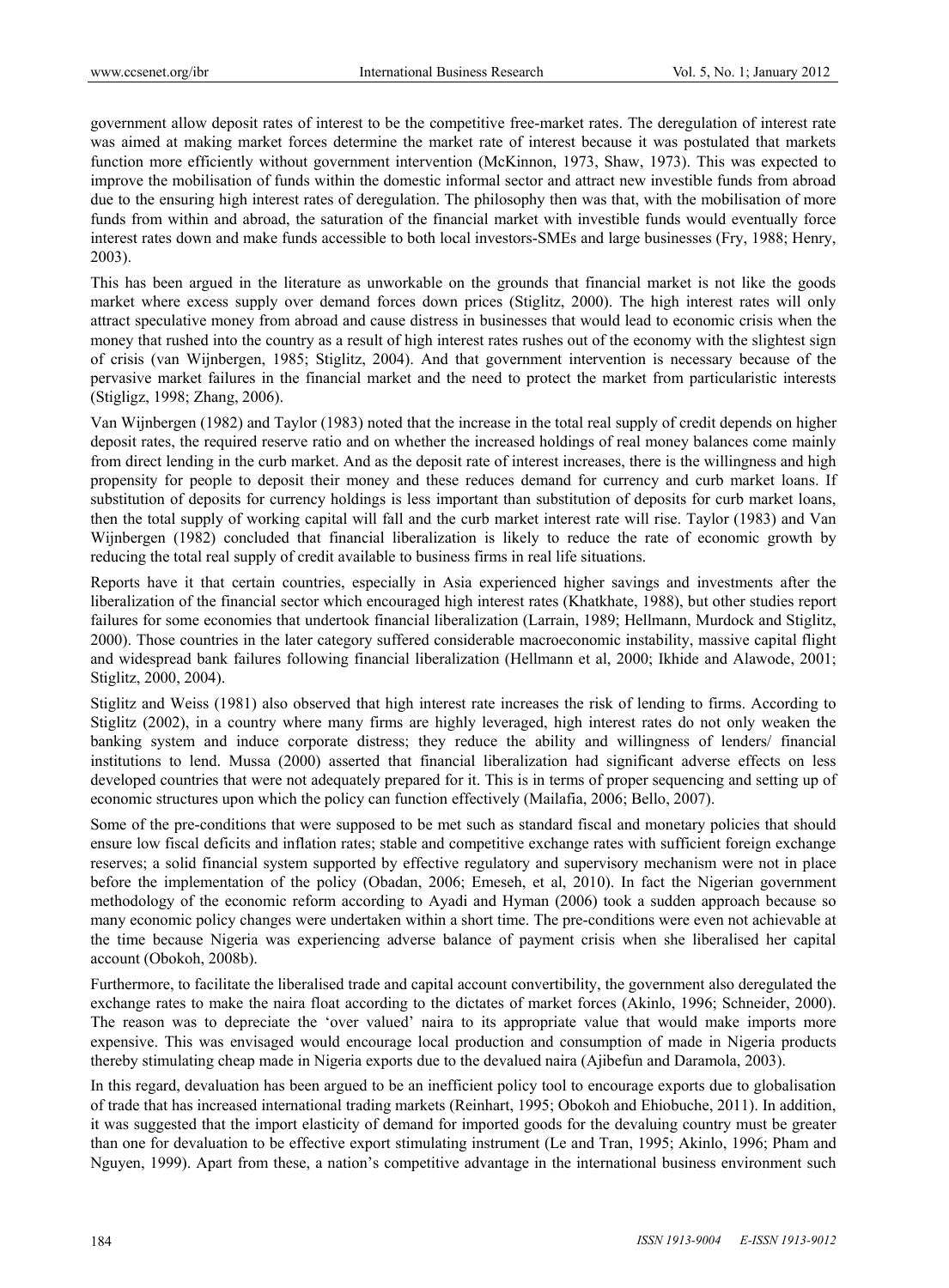government allow deposit rates of interest to be the competitive free-market rates. The deregulation of interest rate was aimed at making market forces determine the market rate of interest because it was postulated that markets function more efficiently without government intervention (McKinnon, 1973, Shaw, 1973). This was expected to improve the mobilisation of funds within the domestic informal sector and attract new investible funds from abroad due to the ensuring high interest rates of deregulation. The philosophy then was that, with the mobilisation of more funds from within and abroad, the saturation of the financial market with investible funds would eventually force interest rates down and make funds accessible to both local investors-SMEs and large businesses (Fry, 1988; Henry, 2003).

This has been argued in the literature as unworkable on the grounds that financial market is not like the goods market where excess supply over demand forces down prices (Stiglitz, 2000). The high interest rates will only attract speculative money from abroad and cause distress in businesses that would lead to economic crisis when the money that rushed into the country as a result of high interest rates rushes out of the economy with the slightest sign of crisis (van Wijnbergen, 1985; Stiglitz, 2004). And that government intervention is necessary because of the pervasive market failures in the financial market and the need to protect the market from particularistic interests (Stigligz, 1998; Zhang, 2006).

Van Wijnbergen (1982) and Taylor (1983) noted that the increase in the total real supply of credit depends on higher deposit rates, the required reserve ratio and on whether the increased holdings of real money balances come mainly from direct lending in the curb market. And as the deposit rate of interest increases, there is the willingness and high propensity for people to deposit their money and these reduces demand for currency and curb market loans. If substitution of deposits for currency holdings is less important than substitution of deposits for curb market loans, then the total supply of working capital will fall and the curb market interest rate will rise. Taylor (1983) and Van Wijnbergen (1982) concluded that financial liberalization is likely to reduce the rate of economic growth by reducing the total real supply of credit available to business firms in real life situations.

Reports have it that certain countries, especially in Asia experienced higher savings and investments after the liberalization of the financial sector which encouraged high interest rates (Khatkhate, 1988), but other studies report failures for some economies that undertook financial liberalization (Larrain, 1989; Hellmann, Murdock and Stiglitz, 2000). Those countries in the later category suffered considerable macroeconomic instability, massive capital flight and widespread bank failures following financial liberalization (Hellmann et al, 2000; Ikhide and Alawode, 2001; Stiglitz, 2000, 2004).

Stiglitz and Weiss (1981) also observed that high interest rate increases the risk of lending to firms. According to Stiglitz (2002), in a country where many firms are highly leveraged, high interest rates do not only weaken the banking system and induce corporate distress; they reduce the ability and willingness of lenders/ financial institutions to lend. Mussa (2000) asserted that financial liberalization had significant adverse effects on less developed countries that were not adequately prepared for it. This is in terms of proper sequencing and setting up of economic structures upon which the policy can function effectively (Mailafia, 2006; Bello, 2007).

Some of the pre-conditions that were supposed to be met such as standard fiscal and monetary policies that should ensure low fiscal deficits and inflation rates; stable and competitive exchange rates with sufficient foreign exchange reserves; a solid financial system supported by effective regulatory and supervisory mechanism were not in place before the implementation of the policy (Obadan, 2006; Emeseh, et al, 2010). In fact the Nigerian government methodology of the economic reform according to Ayadi and Hyman (2006) took a sudden approach because so many economic policy changes were undertaken within a short time. The pre-conditions were even not achievable at the time because Nigeria was experiencing adverse balance of payment crisis when she liberalised her capital account (Obokoh, 2008b).

Furthermore, to facilitate the liberalised trade and capital account convertibility, the government also deregulated the exchange rates to make the naira float according to the dictates of market forces (Akinlo, 1996; Schneider, 2000). The reason was to depreciate the 'over valued' naira to its appropriate value that would make imports more expensive. This was envisaged would encourage local production and consumption of made in Nigeria products thereby stimulating cheap made in Nigeria exports due to the devalued naira (Ajibefun and Daramola, 2003).

In this regard, devaluation has been argued to be an inefficient policy tool to encourage exports due to globalisation of trade that has increased international trading markets (Reinhart, 1995; Obokoh and Ehiobuche, 2011). In addition, it was suggested that the import elasticity of demand for imported goods for the devaluing country must be greater than one for devaluation to be effective export stimulating instrument (Le and Tran, 1995; Akinlo, 1996; Pham and Nguyen, 1999). Apart from these, a nation's competitive advantage in the international business environment such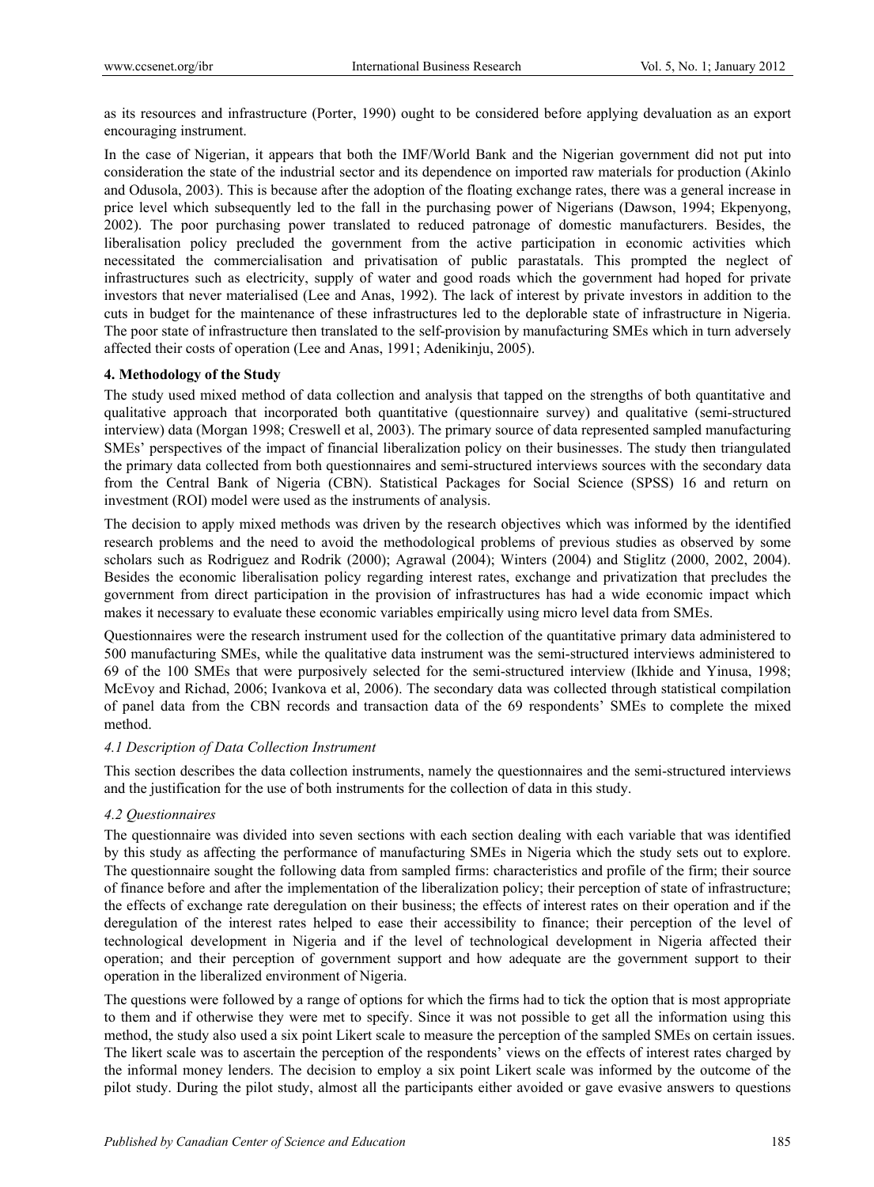as its resources and infrastructure (Porter, 1990) ought to be considered before applying devaluation as an export encouraging instrument.

In the case of Nigerian, it appears that both the IMF/World Bank and the Nigerian government did not put into consideration the state of the industrial sector and its dependence on imported raw materials for production (Akinlo and Odusola, 2003). This is because after the adoption of the floating exchange rates, there was a general increase in price level which subsequently led to the fall in the purchasing power of Nigerians (Dawson, 1994; Ekpenyong, 2002). The poor purchasing power translated to reduced patronage of domestic manufacturers. Besides, the liberalisation policy precluded the government from the active participation in economic activities which necessitated the commercialisation and privatisation of public parastatals. This prompted the neglect of infrastructures such as electricity, supply of water and good roads which the government had hoped for private investors that never materialised (Lee and Anas, 1992). The lack of interest by private investors in addition to the cuts in budget for the maintenance of these infrastructures led to the deplorable state of infrastructure in Nigeria. The poor state of infrastructure then translated to the self-provision by manufacturing SMEs which in turn adversely affected their costs of operation (Lee and Anas, 1991; Adenikinju, 2005).

## 4. Methodology of the Study

The study used mixed method of data collection and analysis that tapped on the strengths of both quantitative and qualitative approach that incorporated both quantitative (questionnaire survey) and qualitative (semi-structured interview) data (Morgan 1998; Creswell et al, 2003). The primary source of data represented sampled manufacturing SMEs' perspectives of the impact of financial liberalization policy on their businesses. The study then triangulated the primary data collected from both questionnaires and semi-structured interviews sources with the secondary data from the Central Bank of Nigeria (CBN). Statistical Packages for Social Science (SPSS) 16 and return on investment (ROI) model were used as the instruments of analysis.

The decision to apply mixed methods was driven by the research objectives which was informed by the identified research problems and the need to avoid the methodological problems of previous studies as observed by some scholars such as Rodriguez and Rodrik (2000); Agrawal (2004); Winters (2004) and Stiglitz (2000, 2002, 2004). Besides the economic liberalisation policy regarding interest rates, exchange and privatization that precludes the government from direct participation in the provision of infrastructures has had a wide economic impact which makes it necessary to evaluate these economic variables empirically using micro level data from SMEs.

Questionnaires were the research instrument used for the collection of the quantitative primary data administered to 500 manufacturing SMEs, while the qualitative data instrument was the semi-structured interviews administered to 69 of the 100 SMEs that were purposively selected for the semi-structured interview (Ikhide and Yinusa, 1998; McEvoy and Richad, 2006; Ivankova et al, 2006). The secondary data was collected through statistical compilation of panel data from the CBN records and transaction data of the 69 respondents' SMEs to complete the mixed method.

### *4.1 Description of Data Collection Instrument*

This section describes the data collection instruments, namely the questionnaires and the semi-structured interviews and the justification for the use of both instruments for the collection of data in this study.

### *4.2 Questionnaires*

The questionnaire was divided into seven sections with each section dealing with each variable that was identified by this study as affecting the performance of manufacturing SMEs in Nigeria which the study sets out to explore. The questionnaire sought the following data from sampled firms: characteristics and profile of the firm; their source of finance before and after the implementation of the liberalization policy; their perception of state of infrastructure; the effects of exchange rate deregulation on their business; the effects of interest rates on their operation and if the deregulation of the interest rates helped to ease their accessibility to finance; their perception of the level of technological development in Nigeria and if the level of technological development in Nigeria affected their operation; and their perception of government support and how adequate are the government support to their operation in the liberalized environment of Nigeria.

The questions were followed by a range of options for which the firms had to tick the option that is most appropriate to them and if otherwise they were met to specify. Since it was not possible to get all the information using this method, the study also used a six point Likert scale to measure the perception of the sampled SMEs on certain issues. The likert scale was to ascertain the perception of the respondents' views on the effects of interest rates charged by the informal money lenders. The decision to employ a six point Likert scale was informed by the outcome of the pilot study. During the pilot study, almost all the participants either avoided or gave evasive answers to questions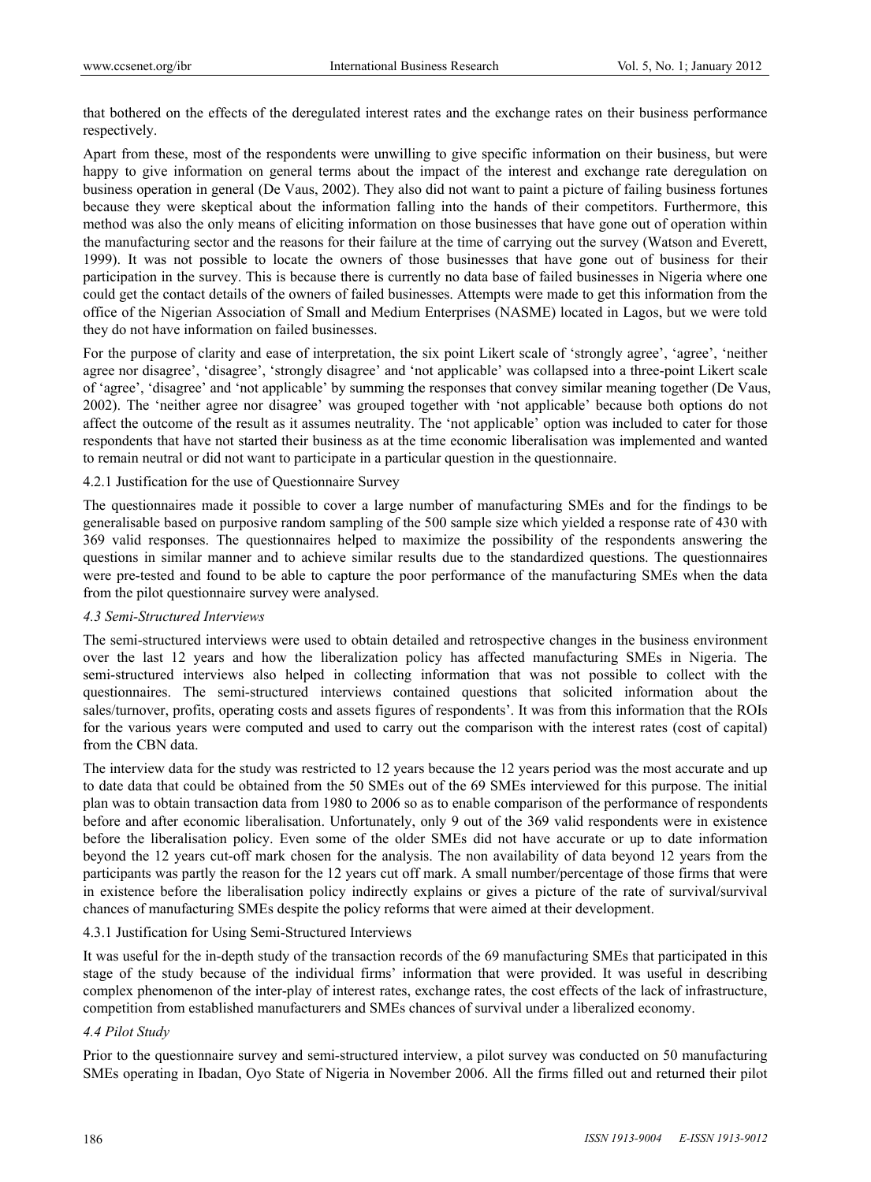that bothered on the effects of the deregulated interest rates and the exchange rates on their business performance respectively.

Apart from these, most of the respondents were unwilling to give specific information on their business, but were happy to give information on general terms about the impact of the interest and exchange rate deregulation on business operation in general (De Vaus, 2002). They also did not want to paint a picture of failing business fortunes because they were skeptical about the information falling into the hands of their competitors. Furthermore, this method was also the only means of eliciting information on those businesses that have gone out of operation within the manufacturing sector and the reasons for their failure at the time of carrying out the survey (Watson and Everett, 1999). It was not possible to locate the owners of those businesses that have gone out of business for their participation in the survey. This is because there is currently no data base of failed businesses in Nigeria where one could get the contact details of the owners of failed businesses. Attempts were made to get this information from the office of the Nigerian Association of Small and Medium Enterprises (NASME) located in Lagos, but we were told they do not have information on failed businesses.

For the purpose of clarity and ease of interpretation, the six point Likert scale of 'strongly agree', 'agree', 'neither agree nor disagree', 'disagree', 'strongly disagree' and 'not applicable' was collapsed into a three-point Likert scale of 'agree', 'disagree' and 'not applicable' by summing the responses that convey similar meaning together (De Vaus, 2002). The 'neither agree nor disagree' was grouped together with 'not applicable' because both options do not affect the outcome of the result as it assumes neutrality. The 'not applicable' option was included to cater for those respondents that have not started their business as at the time economic liberalisation was implemented and wanted to remain neutral or did not want to participate in a particular question in the questionnaire.

#### 4.2.1 Justification for the use of Questionnaire Survey

The questionnaires made it possible to cover a large number of manufacturing SMEs and for the findings to be generalisable based on purposive random sampling of the 500 sample size which yielded a response rate of 430 with 369 valid responses. The questionnaires helped to maximize the possibility of the respondents answering the questions in similar manner and to achieve similar results due to the standardized questions. The questionnaires were pre-tested and found to be able to capture the poor performance of the manufacturing SMEs when the data from the pilot questionnaire survey were analysed.

### *4.3 Semi-Structured Interviews*

The semi-structured interviews were used to obtain detailed and retrospective changes in the business environment over the last 12 years and how the liberalization policy has affected manufacturing SMEs in Nigeria. The semi-structured interviews also helped in collecting information that was not possible to collect with the questionnaires. The semi-structured interviews contained questions that solicited information about the sales/turnover, profits, operating costs and assets figures of respondents'. It was from this information that the ROIs for the various years were computed and used to carry out the comparison with the interest rates (cost of capital) from the CBN data.

The interview data for the study was restricted to 12 years because the 12 years period was the most accurate and up to date data that could be obtained from the 50 SMEs out of the 69 SMEs interviewed for this purpose. The initial plan was to obtain transaction data from 1980 to 2006 so as to enable comparison of the performance of respondents before and after economic liberalisation. Unfortunately, only 9 out of the 369 valid respondents were in existence before the liberalisation policy. Even some of the older SMEs did not have accurate or up to date information beyond the 12 years cut-off mark chosen for the analysis. The non availability of data beyond 12 years from the participants was partly the reason for the 12 years cut off mark. A small number/percentage of those firms that were in existence before the liberalisation policy indirectly explains or gives a picture of the rate of survival/survival chances of manufacturing SMEs despite the policy reforms that were aimed at their development.

#### 4.3.1 Justification for Using Semi-Structured Interviews

It was useful for the in-depth study of the transaction records of the 69 manufacturing SMEs that participated in this stage of the study because of the individual firms' information that were provided. It was useful in describing complex phenomenon of the inter-play of interest rates, exchange rates, the cost effects of the lack of infrastructure, competition from established manufacturers and SMEs chances of survival under a liberalized economy.

### *4.4 Pilot Study*

Prior to the questionnaire survey and semi-structured interview, a pilot survey was conducted on 50 manufacturing SMEs operating in Ibadan, Oyo State of Nigeria in November 2006. All the firms filled out and returned their pilot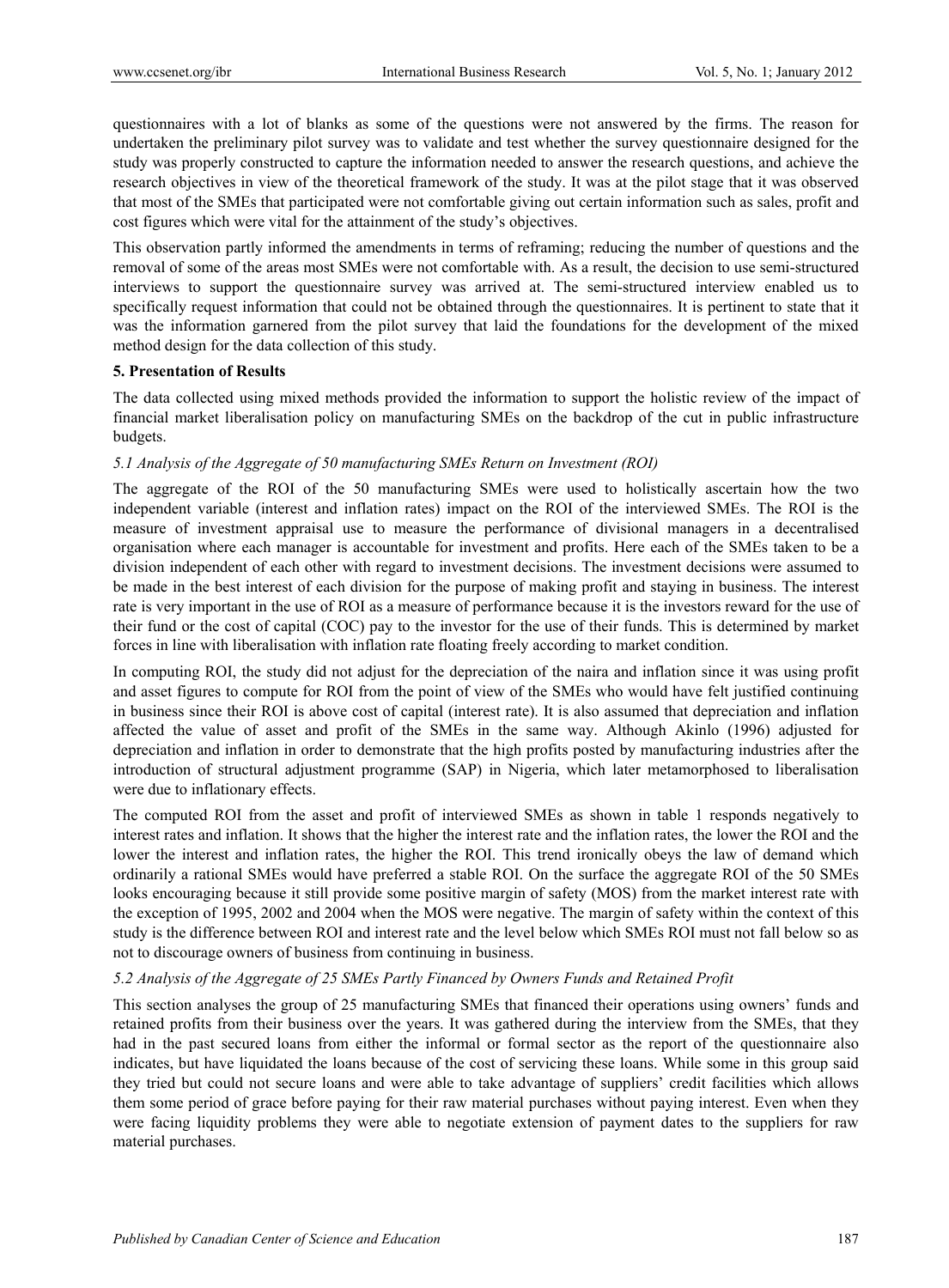questionnaires with a lot of blanks as some of the questions were not answered by the firms. The reason for undertaken the preliminary pilot survey was to validate and test whether the survey questionnaire designed for the study was properly constructed to capture the information needed to answer the research questions, and achieve the research objectives in view of the theoretical framework of the study. It was at the pilot stage that it was observed that most of the SMEs that participated were not comfortable giving out certain information such as sales, profit and cost figures which were vital for the attainment of the study's objectives.

This observation partly informed the amendments in terms of reframing; reducing the number of questions and the removal of some of the areas most SMEs were not comfortable with. As a result, the decision to use semi-structured interviews to support the questionnaire survey was arrived at. The semi-structured interview enabled us to specifically request information that could not be obtained through the questionnaires. It is pertinent to state that it was the information garnered from the pilot survey that laid the foundations for the development of the mixed method design for the data collection of this study.

## 5. Presentation of Results

The data collected using mixed methods provided the information to support the holistic review of the impact of financial market liberalisation policy on manufacturing SMEs on the backdrop of the cut in public infrastructure budgets.

### *5.1 Analysis of the Aggregate of 50 manufacturing SMEs Return on Investment (ROI)*

The aggregate of the ROI of the 50 manufacturing SMEs were used to holistically ascertain how the two independent variable (interest and inflation rates) impact on the ROI of the interviewed SMEs. The ROI is the measure of investment appraisal use to measure the performance of divisional managers in a decentralised organisation where each manager is accountable for investment and profits. Here each of the SMEs taken to be a division independent of each other with regard to investment decisions. The investment decisions were assumed to be made in the best interest of each division for the purpose of making profit and staying in business. The interest rate is very important in the use of ROI as a measure of performance because it is the investors reward for the use of their fund or the cost of capital (COC) pay to the investor for the use of their funds. This is determined by market forces in line with liberalisation with inflation rate floating freely according to market condition.

In computing ROI, the study did not adjust for the depreciation of the naira and inflation since it was using profit and asset figures to compute for ROI from the point of view of the SMEs who would have felt justified continuing in business since their ROI is above cost of capital (interest rate). It is also assumed that depreciation and inflation affected the value of asset and profit of the SMEs in the same way. Although Akinlo (1996) adjusted for depreciation and inflation in order to demonstrate that the high profits posted by manufacturing industries after the introduction of structural adjustment programme (SAP) in Nigeria, which later metamorphosed to liberalisation were due to inflationary effects.

The computed ROI from the asset and profit of interviewed SMEs as shown in table 1 responds negatively to interest rates and inflation. It shows that the higher the interest rate and the inflation rates, the lower the ROI and the lower the interest and inflation rates, the higher the ROI. This trend ironically obeys the law of demand which ordinarily a rational SMEs would have preferred a stable ROI. On the surface the aggregate ROI of the 50 SMEs looks encouraging because it still provide some positive margin of safety (MOS) from the market interest rate with the exception of 1995, 2002 and 2004 when the MOS were negative. The margin of safety within the context of this study is the difference between ROI and interest rate and the level below which SMEs ROI must not fall below so as not to discourage owners of business from continuing in business.

### *5.2 Analysis of the Aggregate of 25 SMEs Partly Financed by Owners Funds and Retained Profit*

This section analyses the group of 25 manufacturing SMEs that financed their operations using owners' funds and retained profits from their business over the years. It was gathered during the interview from the SMEs, that they had in the past secured loans from either the informal or formal sector as the report of the questionnaire also indicates, but have liquidated the loans because of the cost of servicing these loans. While some in this group said they tried but could not secure loans and were able to take advantage of suppliers' credit facilities which allows them some period of grace before paying for their raw material purchases without paying interest. Even when they were facing liquidity problems they were able to negotiate extension of payment dates to the suppliers for raw material purchases.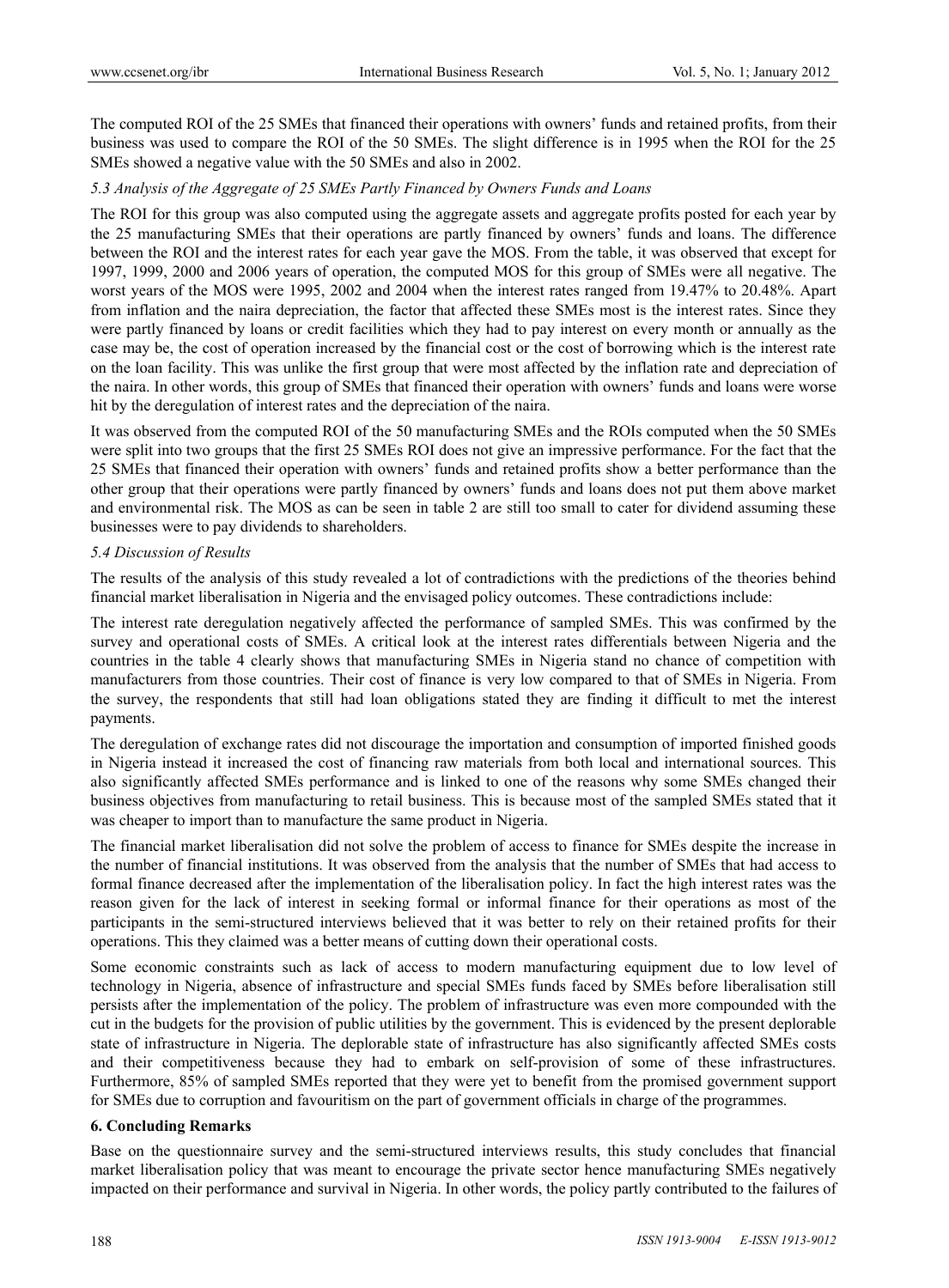The computed ROI of the 25 SMEs that financed their operations with owners' funds and retained profits, from their business was used to compare the ROI of the 50 SMEs. The slight difference is in 1995 when the ROI for the 25 SMEs showed a negative value with the 50 SMEs and also in 2002.

### *5.3 Analysis of the Aggregate of 25 SMEs Partly Financed by Owners Funds and Loans*

The ROI for this group was also computed using the aggregate assets and aggregate profits posted for each year by the 25 manufacturing SMEs that their operations are partly financed by owners' funds and loans. The difference between the ROI and the interest rates for each year gave the MOS. From the table, it was observed that except for 1997, 1999, 2000 and 2006 years of operation, the computed MOS for this group of SMEs were all negative. The worst years of the MOS were 1995, 2002 and 2004 when the interest rates ranged from 19.47% to 20.48%. Apart from inflation and the naira depreciation, the factor that affected these SMEs most is the interest rates. Since they were partly financed by loans or credit facilities which they had to pay interest on every month or annually as the case may be, the cost of operation increased by the financial cost or the cost of borrowing which is the interest rate on the loan facility. This was unlike the first group that were most affected by the inflation rate and depreciation of the naira. In other words, this group of SMEs that financed their operation with owners' funds and loans were worse hit by the deregulation of interest rates and the depreciation of the naira.

It was observed from the computed ROI of the 50 manufacturing SMEs and the ROIs computed when the 50 SMEs were split into two groups that the first 25 SMEs ROI does not give an impressive performance. For the fact that the 25 SMEs that financed their operation with owners' funds and retained profits show a better performance than the other group that their operations were partly financed by owners' funds and loans does not put them above market and environmental risk. The MOS as can be seen in table 2 are still too small to cater for dividend assuming these businesses were to pay dividends to shareholders.

### *5.4 Discussion of Results*

The results of the analysis of this study revealed a lot of contradictions with the predictions of the theories behind financial market liberalisation in Nigeria and the envisaged policy outcomes. These contradictions include:

The interest rate deregulation negatively affected the performance of sampled SMEs. This was confirmed by the survey and operational costs of SMEs. A critical look at the interest rates differentials between Nigeria and the countries in the table 4 clearly shows that manufacturing SMEs in Nigeria stand no chance of competition with manufacturers from those countries. Their cost of finance is very low compared to that of SMEs in Nigeria. From the survey, the respondents that still had loan obligations stated they are finding it difficult to met the interest payments.

The deregulation of exchange rates did not discourage the importation and consumption of imported finished goods in Nigeria instead it increased the cost of financing raw materials from both local and international sources. This also significantly affected SMEs performance and is linked to one of the reasons why some SMEs changed their business objectives from manufacturing to retail business. This is because most of the sampled SMEs stated that it was cheaper to import than to manufacture the same product in Nigeria.

The financial market liberalisation did not solve the problem of access to finance for SMEs despite the increase in the number of financial institutions. It was observed from the analysis that the number of SMEs that had access to formal finance decreased after the implementation of the liberalisation policy. In fact the high interest rates was the reason given for the lack of interest in seeking formal or informal finance for their operations as most of the participants in the semi-structured interviews believed that it was better to rely on their retained profits for their operations. This they claimed was a better means of cutting down their operational costs.

Some economic constraints such as lack of access to modern manufacturing equipment due to low level of technology in Nigeria, absence of infrastructure and special SMEs funds faced by SMEs before liberalisation still persists after the implementation of the policy. The problem of infrastructure was even more compounded with the cut in the budgets for the provision of public utilities by the government. This is evidenced by the present deplorable state of infrastructure in Nigeria. The deplorable state of infrastructure has also significantly affected SMEs costs and their competitiveness because they had to embark on self-provision of some of these infrastructures. Furthermore, 85% of sampled SMEs reported that they were yet to benefit from the promised government support for SMEs due to corruption and favouritism on the part of government officials in charge of the programmes.

## 6. Concluding Remarks

Base on the questionnaire survey and the semi-structured interviews results, this study concludes that financial market liberalisation policy that was meant to encourage the private sector hence manufacturing SMEs negatively impacted on their performance and survival in Nigeria. In other words, the policy partly contributed to the failures of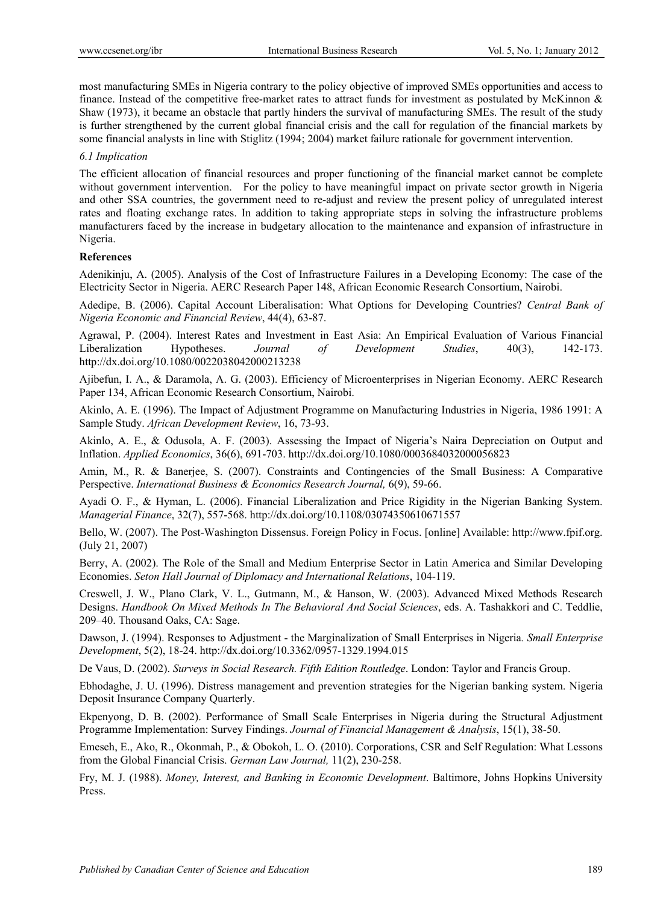most manufacturing SMEs in Nigeria contrary to the policy objective of improved SMEs opportunities and access to finance. Instead of the competitive free-market rates to attract funds for investment as postulated by McKinnon & Shaw (1973), it became an obstacle that partly hinders the survival of manufacturing SMEs. The result of the study is further strengthened by the current global financial crisis and the call for regulation of the financial markets by some financial analysts in line with Stiglitz (1994; 2004) market failure rationale for government intervention.

### 6.1 Implication

The efficient allocation of financial resources and proper functioning of the financial market cannot be complete without government intervention. For the policy to have meaningful impact on private sector growth in Nigeria and other SSA countries, the government need to re-adjust and review the present policy of unregulated interest rates and floating exchange rates. In addition to taking appropriate steps in solving the infrastructure problems manufacturers faced by the increase in budgetary allocation to the maintenance and expansion of infrastructure in Nigeria.

## References

Adenikinju, A. (2005). Analysis of the Cost of Infrastructure Failures in a Developing Economy: The case of the Electricity Sector in Nigeria. AERC Research Paper 148, African Economic Research Consortium, Nairobi.

Adedipe, B. (2006). Capital Account Liberalisation: What Options for Developing Countries? *Central Bank of Nigeria Economic and Financial Review*, 44(4), 63-87.

Agrawal, P. (2004). Interest Rates and Investment in East Asia: An Empirical Evaluation of Various Financial Liberalization Hypotheses. *Journal of Development Studies*, 40(3), 142-173. http://dx.doi.org/10.1080/0022038042000213238

Ajibefun, I. A., & Daramola, A. G. (2003). Efficiency of Microenterprises in Nigerian Economy. AERC Research Paper 134, African Economic Research Consortium, Nairobi.

Akinlo, A. E. (1996). The Impact of Adjustment Programme on Manufacturing Industries in Nigeria, 1986 1991: A Sample Study. *African Development Review*, 16, 73-93.

Akinlo, A. E., & Odusola, A. F. (2003). Assessing the Impact of Nigeria's Naira Depreciation on Output and Inflation. *Applied Economics*, 36(6), 691-703. http://dx.doi.org/10.1080/0003684032000056823

Amin, M., R. & Banerjee, S. (2007). Constraints and Contingencies of the Small Business: A Comparative Perspective. *International Business & Economics Research Journal,* 6(9), 59-66.

Ayadi O. F., & Hyman, L. (2006). Financial Liberalization and Price Rigidity in the Nigerian Banking System. *Managerial Finance*, 32(7), 557-568. http://dx.doi.org/10.1108/03074350610671557

Bello, W. (2007). The Post-Washington Dissensus. Foreign Policy in Focus. [online] Available: http://www.fpif.org. (July 21, 2007)

Berry, A. (2002). The Role of the Small and Medium Enterprise Sector in Latin America and Similar Developing Economies. *Seton Hall Journal of Diplomacy and International Relations*, 104-119.

Creswell, J. W., Plano Clark, V. L., Gutmann, M., & Hanson, W. (2003). Advanced Mixed Methods Research Designs. *Handbook On Mixed Methods In The Behavioral And Social Sciences*, eds. A. Tashakkori and C. Teddlie, 209–40. Thousand Oaks, CA: Sage.

Dawson, J. (1994). Responses to Adjustment - the Marginalization of Small Enterprises in Nigeria*. Small Enterprise Development*, 5(2), 18-24. http://dx.doi.org/10.3362/0957-1329.1994.015

De Vaus, D. (2002). *Surveys in Social Research. Fifth Edition Routledge*. London: Taylor and Francis Group.

Ebhodaghe, J. U. (1996). Distress management and prevention strategies for the Nigerian banking system. Nigeria Deposit Insurance Company Quarterly.

Ekpenyong, D. B. (2002). Performance of Small Scale Enterprises in Nigeria during the Structural Adjustment Programme Implementation: Survey Findings. *Journal of Financial Management & Analysis*, 15(1), 38-50.

Emeseh, E., Ako, R., Okonmah, P., & Obokoh, L. O. (2010). Corporations, CSR and Self Regulation: What Lessons from the Global Financial Crisis. *German Law Journal,* 11(2), 230-258.

Fry, M. J. (1988). *Money, Interest, and Banking in Economic Development*. Baltimore, Johns Hopkins University Press.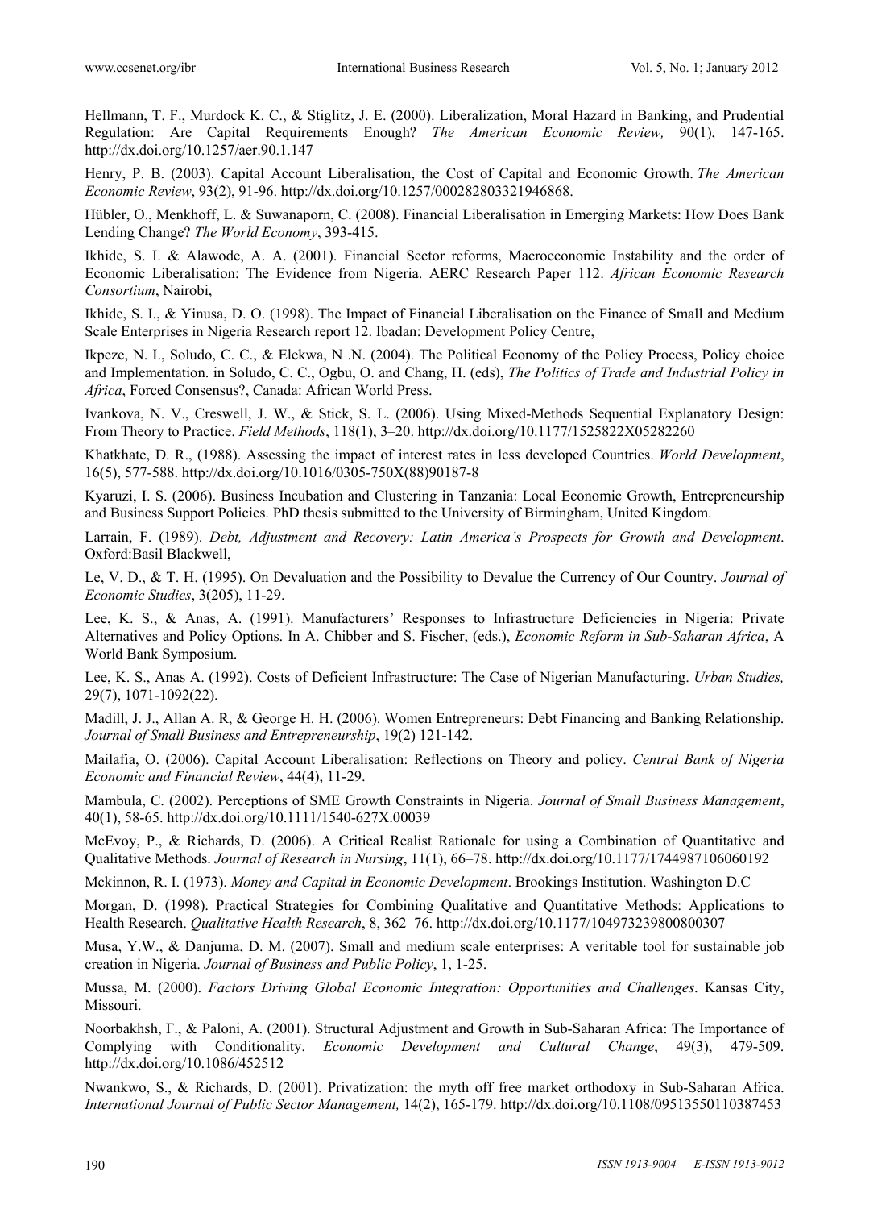Hellmann, T. F., Murdock K. C., & Stiglitz, J. E. (2000). Liberalization, Moral Hazard in Banking, and Prudential Regulation: Are Capital Requirements Enough? *The American Economic Review,* 90(1), 147-165. http://dx.doi.org/10.1257/aer.90.1.147

Henry, P. B. (2003). Capital Account Liberalisation, the Cost of Capital and Economic Growth. *The American Economic Review*, 93(2), 91-96. http://dx.doi.org/10.1257/000282803321946868.

Hübler, O., Menkhoff, L. & Suwanaporn, C. (2008). Financial Liberalisation in Emerging Markets: How Does Bank Lending Change? *The World Economy*, 393-415.

Ikhide, S. I. & Alawode, A. A. (2001). Financial Sector reforms, Macroeconomic Instability and the order of Economic Liberalisation: The Evidence from Nigeria. AERC Research Paper 112. *African Economic Research Consortium*, Nairobi,

Ikhide, S. I., & Yinusa, D. O. (1998). The Impact of Financial Liberalisation on the Finance of Small and Medium Scale Enterprises in Nigeria Research report 12. Ibadan: Development Policy Centre,

Ikpeze, N. I., Soludo, C. C., & Elekwa, N .N. (2004). The Political Economy of the Policy Process, Policy choice and Implementation. in Soludo, C. C., Ogbu, O. and Chang, H. (eds), *The Politics of Trade and Industrial Policy in Africa*, Forced Consensus?, Canada: African World Press.

Ivankova, N. V., Creswell, J. W., & Stick, S. L. (2006). Using Mixed-Methods Sequential Explanatory Design: From Theory to Practice. *Field Methods*, 118(1), 3–20. http://dx.doi.org/10.1177/1525822X05282260

Khatkhate, D. R., (1988). Assessing the impact of interest rates in less developed Countries. *World Development*, 16(5), 577-588. http://dx.doi.org/10.1016/0305-750X(88)90187-8

Kyaruzi, I. S. (2006). Business Incubation and Clustering in Tanzania: Local Economic Growth, Entrepreneurship and Business Support Policies. PhD thesis submitted to the University of Birmingham, United Kingdom.

Larrain, F. (1989). *Debt, Adjustment and Recovery: Latin America's Prospects for Growth and Development*. Oxford:Basil Blackwell,

Le, V. D., & T. H. (1995). On Devaluation and the Possibility to Devalue the Currency of Our Country. *Journal of Economic Studies*, 3(205), 11-29.

Lee, K. S., & Anas, A. (1991). Manufacturers' Responses to Infrastructure Deficiencies in Nigeria: Private Alternatives and Policy Options. In A. Chibber and S. Fischer, (eds.), *Economic Reform in Sub-Saharan Africa*, A World Bank Symposium.

Lee, K. S., Anas A. (1992). Costs of Deficient Infrastructure: The Case of Nigerian Manufacturing. *Urban Studies,* 29(7), 1071-1092(22).

Madill, J. J., Allan A. R, & George H. H. (2006). Women Entrepreneurs: Debt Financing and Banking Relationship. *Journal of Small Business and Entrepreneurship*, 19(2) 121-142.

Mailafia, O. (2006). Capital Account Liberalisation: Reflections on Theory and policy. *Central Bank of Nigeria Economic and Financial Review*, 44(4), 11-29.

Mambula, C. (2002). Perceptions of SME Growth Constraints in Nigeria. *Journal of Small Business Management*, 40(1), 58-65. http://dx.doi.org/10.1111/1540-627X.00039

McEvoy, P., & Richards, D. (2006). A Critical Realist Rationale for using a Combination of Quantitative and Qualitative Methods. *Journal of Research in Nursing*, 11(1), 66–78. http://dx.doi.org/10.1177/1744987106060192

Mckinnon, R. I. (1973). *Money and Capital in Economic Development*. Brookings Institution. Washington D.C

Morgan, D. (1998). Practical Strategies for Combining Qualitative and Quantitative Methods: Applications to Health Research. *Qualitative Health Research*, 8, 362–76. http://dx.doi.org/10.1177/104973239800800307

Musa, Y.W., & Danjuma, D. M. (2007). Small and medium scale enterprises: A veritable tool for sustainable job creation in Nigeria. *Journal of Business and Public Policy*, 1, 1-25.

Mussa, M. (2000). *Factors Driving Global Economic Integration: Opportunities and Challenges*. Kansas City, Missouri.

Noorbakhsh, F., & Paloni, A. (2001). Structural Adjustment and Growth in Sub-Saharan Africa: The Importance of Complying with Conditionality. *Economic Development and Cultural Change*, 49(3), 479-509. http://dx.doi.org/10.1086/452512

Nwankwo, S., & Richards, D. (2001). Privatization: the myth off free market orthodoxy in Sub-Saharan Africa. *International Journal of Public Sector Management,* 14(2), 165-179. http://dx.doi.org/10.1108/09513550110387453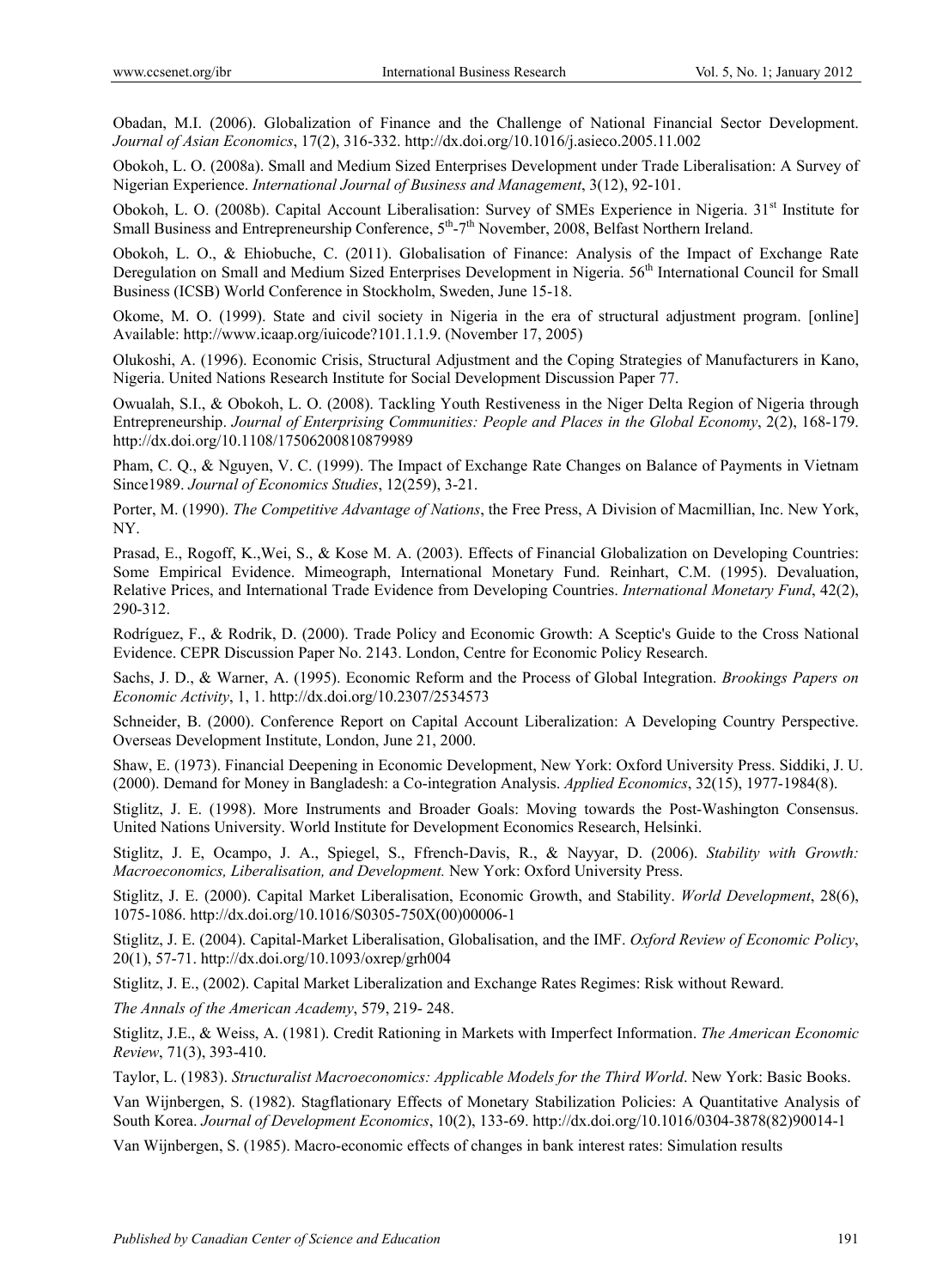Obadan, M.I. (2006). Globalization of Finance and the Challenge of National Financial Sector Development. *Journal of Asian Economics*, 17(2), 316-332. http://dx.doi.org/10.1016/j.asieco.2005.11.002

Obokoh, L. O. (2008a). Small and Medium Sized Enterprises Development under Trade Liberalisation: A Survey of Nigerian Experience. *International Journal of Business and Management*, 3(12), 92-101.

Obokoh, L. O. (2008b). Capital Account Liberalisation: Survey of SMEs Experience in Nigeria. 31st Institute for Small Business and Entrepreneurship Conference, 5th-7th November, 2008, Belfast Northern Ireland.

Obokoh, L. O., & Ehiobuche, C. (2011). Globalisation of Finance: Analysis of the Impact of Exchange Rate Deregulation on Small and Medium Sized Enterprises Development in Nigeria. 56th International Council for Small Business (ICSB) World Conference in Stockholm, Sweden, June 15-18.

Okome, M. O. (1999). State and civil society in Nigeria in the era of structural adjustment program. [online] Available: http://www.icaap.org/iuicode?101.1.1.9. (November 17, 2005)

Olukoshi, A. (1996). Economic Crisis, Structural Adjustment and the Coping Strategies of Manufacturers in Kano, Nigeria. United Nations Research Institute for Social Development Discussion Paper 77.

Owualah, S.I., & Obokoh, L. O. (2008). Tackling Youth Restiveness in the Niger Delta Region of Nigeria through Entrepreneurship. *Journal of Enterprising Communities: People and Places in the Global Economy*, 2(2), 168-179. http://dx.doi.org/10.1108/17506200810879989

Pham, C. Q., & Nguyen, V. C. (1999). The Impact of Exchange Rate Changes on Balance of Payments in Vietnam Since1989. *Journal of Economics Studies*, 12(259), 3-21.

Porter, M. (1990). *The Competitive Advantage of Nations*, the Free Press, A Division of Macmillian, Inc. New York, NY.

Prasad, E., Rogoff, K.,Wei, S., & Kose M. A. (2003). Effects of Financial Globalization on Developing Countries: Some Empirical Evidence. Mimeograph, International Monetary Fund. Reinhart, C.M. (1995). Devaluation, Relative Prices, and International Trade Evidence from Developing Countries. *International Monetary Fund*, 42(2), 290-312.

Rodríguez, F., & Rodrik, D. (2000). Trade Policy and Economic Growth: A Sceptic's Guide to the Cross National Evidence. CEPR Discussion Paper No. 2143. London, Centre for Economic Policy Research.

Sachs, J. D., & Warner, A. (1995). Economic Reform and the Process of Global Integration. *Brookings Papers on Economic Activity*, 1, 1. http://dx.doi.org/10.2307/2534573

Schneider, B. (2000). Conference Report on Capital Account Liberalization: A Developing Country Perspective. Overseas Development Institute, London, June 21, 2000.

Shaw, E. (1973). Financial Deepening in Economic Development, New York: Oxford University Press. Siddiki, J. U. (2000). Demand for Money in Bangladesh: a Co-integration Analysis. *Applied Economics*, 32(15), 1977-1984(8).

Stiglitz, J. E. (1998). More Instruments and Broader Goals: Moving towards the Post-Washington Consensus. United Nations University. World Institute for Development Economics Research, Helsinki.

Stiglitz, J. E, Ocampo, J. A., Spiegel, S., Ffrench-Davis, R., & Nayyar, D. (2006). *Stability with Growth: Macroeconomics, Liberalisation, and Development.* New York: Oxford University Press.

Stiglitz, J. E. (2000). Capital Market Liberalisation, Economic Growth, and Stability. *World Development*, 28(6), 1075-1086. http://dx.doi.org/10.1016/S0305-750X(00)00006-1

Stiglitz, J. E. (2004). Capital-Market Liberalisation, Globalisation, and the IMF. *Oxford Review of Economic Policy*, 20(1), 57-71. http://dx.doi.org/10.1093/oxrep/grh004

Stiglitz, J. E., (2002). Capital Market Liberalization and Exchange Rates Regimes: Risk without Reward.

*The Annals of the American Academy*, 579, 219- 248.

Stiglitz, J.E., & Weiss, A. (1981). Credit Rationing in Markets with Imperfect Information. *The American Economic Review*, 71(3), 393-410.

Taylor, L. (1983). *Structuralist Macroeconomics: Applicable Models for the Third World*. New York: Basic Books.

Van Wijnbergen, S. (1982). Stagflationary Effects of Monetary Stabilization Policies: A Quantitative Analysis of South Korea. *Journal of Development Economics*, 10(2), 133-69. http://dx.doi.org/10.1016/0304-3878(82)90014-1

Van Wijnbergen, S. (1985). Macro-economic effects of changes in bank interest rates: Simulation results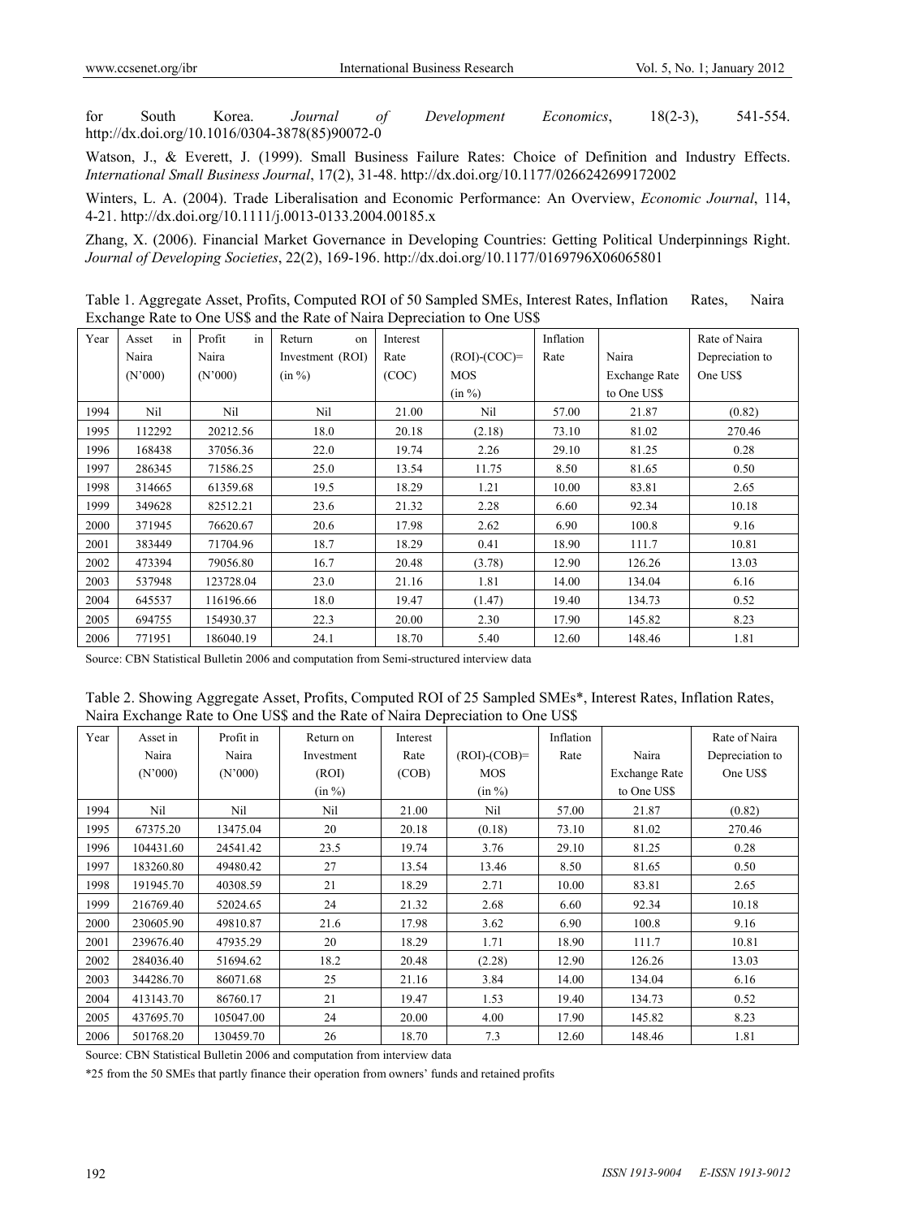for South Korea. *Journal of Development Economics*, 18(2-3), 541-554. http://dx.doi.org/10.1016/0304-3878(85)90072-0

Watson, J., & Everett, J. (1999). Small Business Failure Rates: Choice of Definition and Industry Effects. *International Small Business Journal*, 17(2), 31-48. http://dx.doi.org/10.1177/0266242699172002

Winters, L. A. (2004). Trade Liberalisation and Economic Performance: An Overview, *Economic Journal*, 114, 4-21. http://dx.doi.org/10.1111/j.0013-0133.2004.00185.x

Zhang, X. (2006). Financial Market Governance in Developing Countries: Getting Political Underpinnings Right. *Journal of Developing Societies*, 22(2), 169-196. http://dx.doi.org/10.1177/0169796X06065801

Table 1. Aggregate Asset, Profits, Computed ROI of 50 Sampled SMEs, Interest Rates, Inflation Rates, Naira Exchange Rate to One US$ and the Rate of Naira Depreciation to One US$

| Year | Asset in Naira (N'000) | Profit in Naira (N'000) | Return on Investment (ROI) (in %) | Interest Rate (COC) | (ROI)-(COC)= MOS (in %) | Inflation Rate | Naira Exchange Rate to One US$ | Rate of Naira Depreciation to One US$ |
|---|---|---|---|---|---|---|---|---|
| 1994 | Nil | Nil | Nil | 21.00 | Nil | 57.00 | 21.87 | (0.82) |
| 1995 | 112292 | 20212.56 | 18.0 | 20.18 | (2.18) | 73.10 | 81.02 | 270.46 |
| 1996 | 168438 | 37056.36 | 22.0 | 19.74 | 2.26 | 29.10 | 81.25 | 0.28 |
| 1997 | 286345 | 71586.25 | 25.0 | 13.54 | 11.75 | 8.50 | 81.65 | 0.50 |
| 1998 | 314665 | 61359.68 | 19.5 | 18.29 | 1.21 | 10.00 | 83.81 | 2.65 |
| 1999 | 349628 | 82512.21 | 23.6 | 21.32 | 2.28 | 6.60 | 92.34 | 10.18 |
| 2000 | 371945 | 76620.67 | 20.6 | 17.98 | 2.62 | 6.90 | 100.8 | 9.16 |
| 2001 | 383449 | 71704.96 | 18.7 | 18.29 | 0.41 | 18.90 | 111.7 | 10.81 |
| 2002 | 473394 | 79056.80 | 16.7 | 20.48 | (3.78) | 12.90 | 126.26 | 13.03 |
| 2003 | 537948 | 123728.04 | 23.0 | 21.16 | 1.81 | 14.00 | 134.04 | 6.16 |
| 2004 | 645537 | 116196.66 | 18.0 | 19.47 | (1.47) | 19.40 | 134.73 | 0.52 |
| 2005 | 694755 | 154930.37 | 22.3 | 20.00 | 2.30 | 17.90 | 145.82 | 8.23 |
| 2006 | 771951 | 186040.19 | 24.1 | 18.70 | 5.40 | 12.60 | 148.46 | 1.81 |

Source: CBN Statistical Bulletin 2006 and computation from Semi-structured interview data

Table 2. Showing Aggregate Asset, Profits, Computed ROI of 25 Sampled SMEs*, Interest Rates, Inflation Rates, Naira Exchange Rate to One US$ and the Rate of Naira Depreciation to One US$

| Year | Asset in Naira (N'000) | Profit in Naira (N'000) | Return on Investment (ROI) (in %) | Interest Rate (COB) | (ROI)-(COB)= MOS (in %) | Inflation Rate | Naira Exchange Rate to One US$ | Rate of Naira Depreciation to One US$ |
|---|---|---|---|---|---|---|---|---|
| 1994 | Nil | Nil | Nil | 21.00 | Nil | 57.00 | 21.87 | (0.82) |
| 1995 | 67375.20 | 13475.04 | 20 | 20.18 | (0.18) | 73.10 | 81.02 | 270.46 |
| 1996 | 104431.60 | 24541.42 | 23.5 | 19.74 | 3.76 | 29.10 | 81.25 | 0.28 |
| 1997 | 183260.80 | 49480.42 | 27 | 13.54 | 13.46 | 8.50 | 81.65 | 0.50 |
| 1998 | 191945.70 | 40308.59 | 21 | 18.29 | 2.71 | 10.00 | 83.81 | 2.65 |
| 1999 | 216769.40 | 52024.65 | 24 | 21.32 | 2.68 | 6.60 | 92.34 | 10.18 |
| 2000 | 230605.90 | 49810.87 | 21.6 | 17.98 | 3.62 | 6.90 | 100.8 | 9.16 |
| 2001 | 239676.40 | 47935.29 | 20 | 18.29 | 1.71 | 18.90 | 111.7 | 10.81 |
| 2002 | 284036.40 | 51694.62 | 18.2 | 20.48 | (2.28) | 12.90 | 126.26 | 13.03 |
| 2003 | 344286.70 | 86071.68 | 25 | 21.16 | 3.84 | 14.00 | 134.04 | 6.16 |
| 2004 | 413143.70 | 86760.17 | 21 | 19.47 | 1.53 | 19.40 | 134.73 | 0.52 |
| 2005 | 437695.70 | 105047.00 | 24 | 20.00 | 4.00 | 17.90 | 145.82 | 8.23 |
| 2006 | 501768.20 | 130459.70 | 26 | 18.70 | 7.3 | 12.60 | 148.46 | 1.81 |

Source: CBN Statistical Bulletin 2006 and computation from interview data

*25 from the 50 SMEs that partly finance their operation from owners' funds and retained profits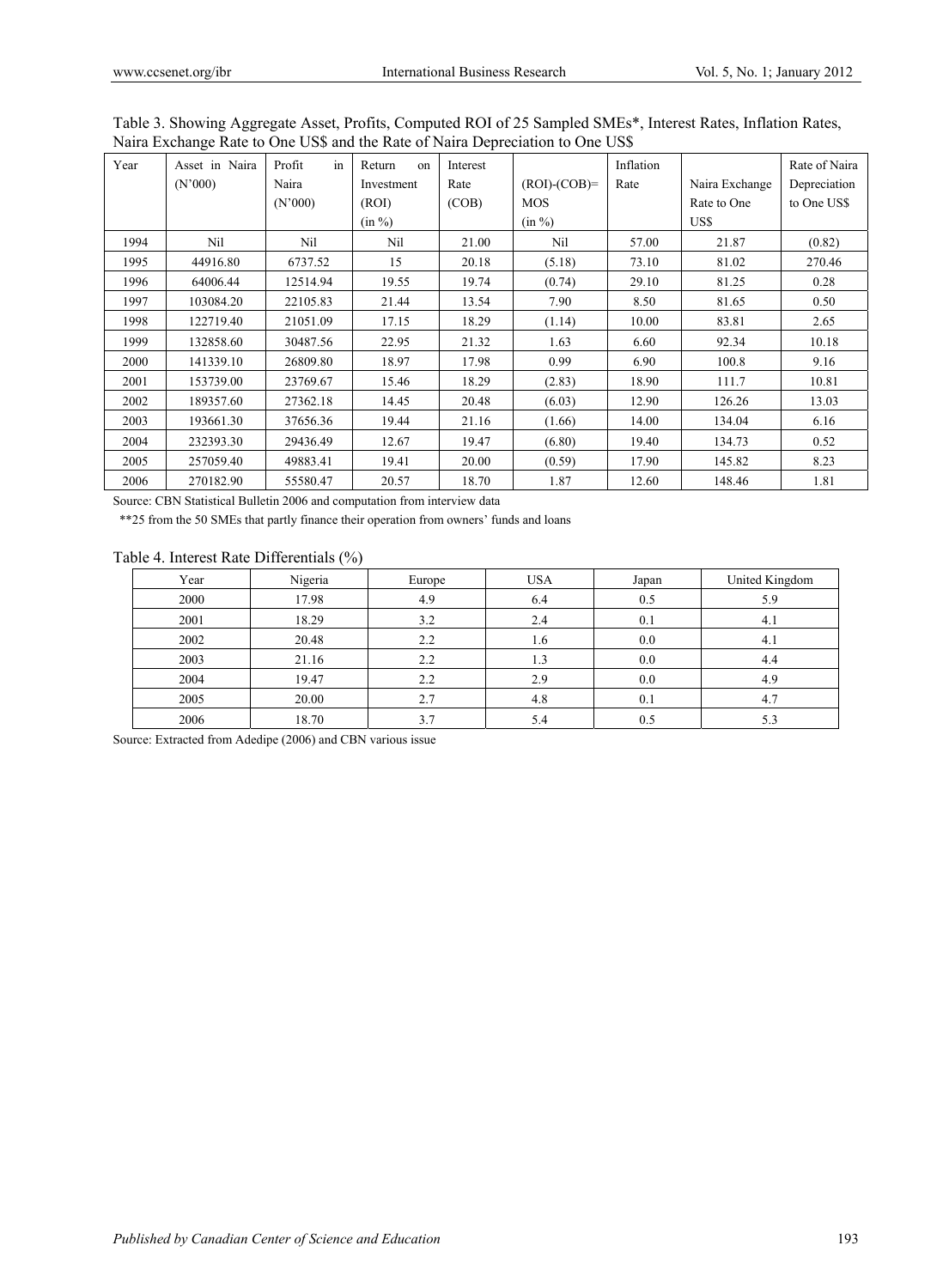Table 3. Showing Aggregate Asset, Profits, Computed ROI of 25 Sampled SMEs*, Interest Rates, Inflation Rates, Naira Exchange Rate to One US$ and the Rate of Naira Depreciation to One US$

| Year | Asset in Naira (N'000) | Profit in Naira (N'000) | Return on Investment (ROI) (in %) | Interest Rate (COB) | (ROI)-(COB)= MOS (in %) | Inflation Rate | Naira Exchange Rate to One US$ | Rate of Naira Depreciation to One US$ |
|---|---|---|---|---|---|---|---|---|
| 1994 | Nil | Nil | Nil | 21.00 | Nil | 57.00 | 21.87 | (0.82) |
| 1995 | 44916.80 | 6737.52 | 15 | 20.18 | (5.18) | 73.10 | 81.02 | 270.46 |
| 1996 | 64006.44 | 12514.94 | 19.55 | 19.74 | (0.74) | 29.10 | 81.25 | 0.28 |
| 1997 | 103084.20 | 22105.83 | 21.44 | 13.54 | 7.90 | 8.50 | 81.65 | 0.50 |
| 1998 | 122719.40 | 21051.09 | 17.15 | 18.29 | (1.14) | 10.00 | 83.81 | 2.65 |
| 1999 | 132858.60 | 30487.56 | 22.95 | 21.32 | 1.63 | 6.60 | 92.34 | 10.18 |
| 2000 | 141339.10 | 26809.80 | 18.97 | 17.98 | 0.99 | 6.90 | 100.8 | 9.16 |
| 2001 | 153739.00 | 23769.67 | 15.46 | 18.29 | (2.83) | 18.90 | 111.7 | 10.81 |
| 2002 | 189357.60 | 27362.18 | 14.45 | 20.48 | (6.03) | 12.90 | 126.26 | 13.03 |
| 2003 | 193661.30 | 37656.36 | 19.44 | 21.16 | (1.66) | 14.00 | 134.04 | 6.16 |
| 2004 | 232393.30 | 29436.49 | 12.67 | 19.47 | (6.80) | 19.40 | 134.73 | 0.52 |
| 2005 | 257059.40 | 49883.41 | 19.41 | 20.00 | (0.59) | 17.90 | 145.82 | 8.23 |
| 2006 | 270182.90 | 55580.47 | 20.57 | 18.70 | 1.87 | 12.60 | 148.46 | 1.81 |

Source: CBN Statistical Bulletin 2006 and computation from interview data

**25 from the 50 SMEs that partly finance their operation from owners' funds and loans

Table 4. Interest Rate Differentials (%)

| Year | Nigeria | Europe | USA | Japan | United Kingdom |
|---|---|---|---|---|---|
| 2000 | 17.98 | 4.9 | 6.4 | 0.5 | 5.9 |
| 2001 | 18.29 | 3.2 | 2.4 | 0.1 | 4.1 |
| 2002 | 20.48 | 2.2 | 1.6 | 0.0 | 4.1 |
| 2003 | 21.16 | 2.2 | 1.3 | 0.0 | 4.4 |
| 2004 | 19.47 | 2.2 | 2.9 | 0.0 | 4.9 |
| 2005 | 20.00 | 2.7 | 4.8 | 0.1 | 4.7 |
| 2006 | 18.70 | 3.7 | 5.4 | 0.5 | 5.3 |

Source: Extracted from Adedipe (2006) and CBN various issue